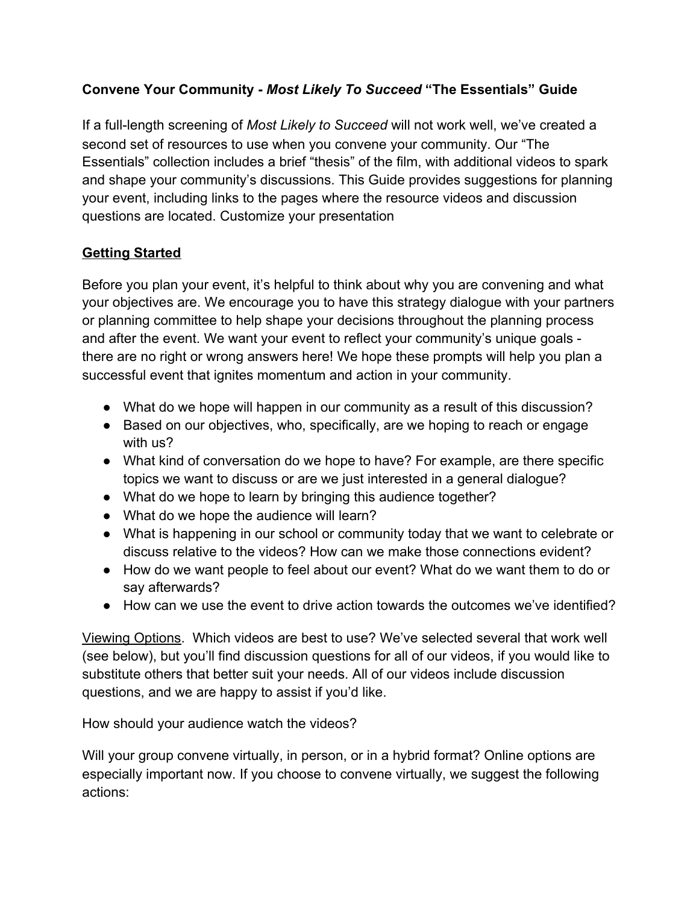**Convene Your Community -** ***Most Likely To Succeed*** **"The Essentials" Guide**

If a full-length screening of *Most Likely to Succeed* will not work well, we've created a second set of resources to use when you convene your community. Our "The Essentials" collection includes a brief "thesis" of the film, with additional videos to spark and shape your community's discussions. This Guide provides suggestions for planning your event, including links to the pages where the resource videos and discussion questions are located. Customize your presentation

## Getting Started

Before you plan your event, it's helpful to think about why you are convening and what your objectives are. We encourage you to have this strategy dialogue with your partners or planning committee to help shape your decisions throughout the planning process and after the event. We want your event to reflect your community's unique goals - there are no right or wrong answers here! We hope these prompts will help you plan a successful event that ignites momentum and action in your community.

- What do we hope will happen in our community as a result of this discussion?
- Based on our objectives, who, specifically, are we hoping to reach or engage with us?
- What kind of conversation do we hope to have? For example, are there specific topics we want to discuss or are we just interested in a general dialogue?
- What do we hope to learn by bringing this audience together?
- What do we hope the audience will learn?
- What is happening in our school or community today that we want to celebrate or discuss relative to the videos? How can we make those connections evident?
- How do we want people to feel about our event? What do we want them to do or say afterwards?
- How can we use the event to drive action towards the outcomes we've identified?

Viewing Options. Which videos are best to use? We've selected several that work well (see below), but you'll find discussion questions for all of our videos, if you would like to substitute others that better suit your needs. All of our videos include discussion questions, and we are happy to assist if you'd like.

How should your audience watch the videos?

Will your group convene virtually, in person, or in a hybrid format? Online options are especially important now. If you choose to convene virtually, we suggest the following actions: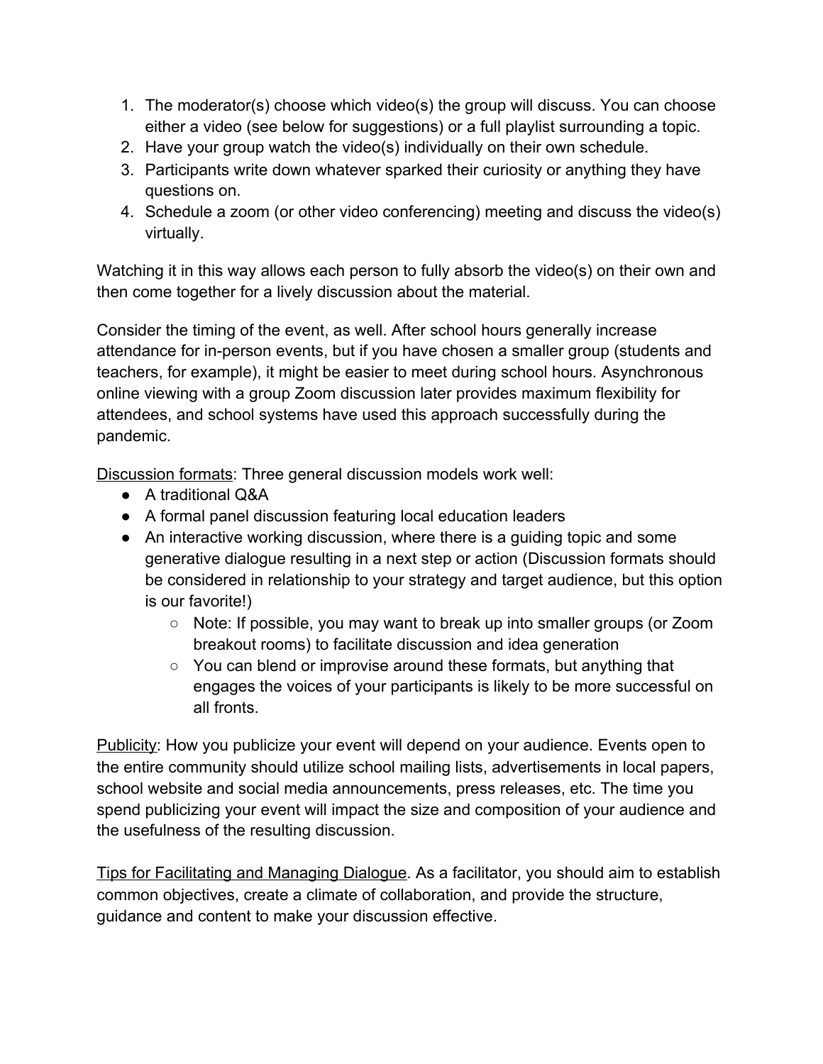1. The moderator(s) choose which video(s) the group will discuss. You can choose either a video (see below for suggestions) or a full playlist surrounding a topic.
2. Have your group watch the video(s) individually on their own schedule.
3. Participants write down whatever sparked their curiosity or anything they have questions on.
4. Schedule a zoom (or other video conferencing) meeting and discuss the video(s) virtually.

Watching it in this way allows each person to fully absorb the video(s) on their own and then come together for a lively discussion about the material.

Consider the timing of the event, as well. After school hours generally increase attendance for in-person events, but if you have chosen a smaller group (students and teachers, for example), it might be easier to meet during school hours. Asynchronous online viewing with a group Zoom discussion later provides maximum flexibility for attendees, and school systems have used this approach successfully during the pandemic.

<u>Discussion formats</u>: Three general discussion models work well:

- A traditional Q&A
- A formal panel discussion featuring local education leaders
- An interactive working discussion, where there is a guiding topic and some generative dialogue resulting in a next step or action (Discussion formats should be considered in relationship to your strategy and target audience, but this option is our favorite!)
  - Note: If possible, you may want to break up into smaller groups (or Zoom breakout rooms) to facilitate discussion and idea generation
  - You can blend or improvise around these formats, but anything that engages the voices of your participants is likely to be more successful on all fronts.

<u>Publicity</u>: How you publicize your event will depend on your audience. Events open to the entire community should utilize school mailing lists, advertisements in local papers, school website and social media announcements, press releases, etc. The time you spend publicizing your event will impact the size and composition of your audience and the usefulness of the resulting discussion.

<u>Tips for Facilitating and Managing Dialogue</u>. As a facilitator, you should aim to establish common objectives, create a climate of collaboration, and provide the structure, guidance and content to make your discussion effective.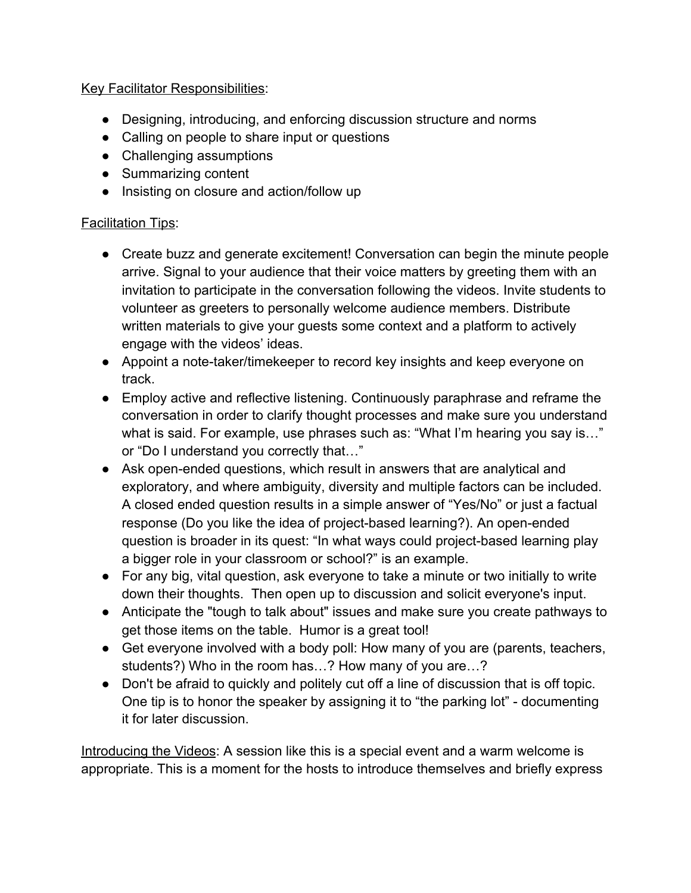<u>Key Facilitator Responsibilities</u>:

- Designing, introducing, and enforcing discussion structure and norms
- Calling on people to share input or questions
- Challenging assumptions
- Summarizing content
- Insisting on closure and action/follow up

<u>Facilitation Tips</u>:

- Create buzz and generate excitement! Conversation can begin the minute people arrive. Signal to your audience that their voice matters by greeting them with an invitation to participate in the conversation following the videos. Invite students to volunteer as greeters to personally welcome audience members. Distribute written materials to give your guests some context and a platform to actively engage with the videos' ideas.
- Appoint a note-taker/timekeeper to record key insights and keep everyone on track.
- Employ active and reflective listening. Continuously paraphrase and reframe the conversation in order to clarify thought processes and make sure you understand what is said. For example, use phrases such as: "What I'm hearing you say is…" or "Do I understand you correctly that…"
- Ask open-ended questions, which result in answers that are analytical and exploratory, and where ambiguity, diversity and multiple factors can be included. A closed ended question results in a simple answer of "Yes/No" or just a factual response (Do you like the idea of project-based learning?). An open-ended question is broader in its quest: "In what ways could project-based learning play a bigger role in your classroom or school?" is an example.
- For any big, vital question, ask everyone to take a minute or two initially to write down their thoughts. Then open up to discussion and solicit everyone's input.
- Anticipate the "tough to talk about" issues and make sure you create pathways to get those items on the table. Humor is a great tool!
- Get everyone involved with a body poll: How many of you are (parents, teachers, students?) Who in the room has…? How many of you are…?
- Don't be afraid to quickly and politely cut off a line of discussion that is off topic. One tip is to honor the speaker by assigning it to "the parking lot" - documenting it for later discussion.

<u>Introducing the Videos</u>: A session like this is a special event and a warm welcome is appropriate. This is a moment for the hosts to introduce themselves and briefly express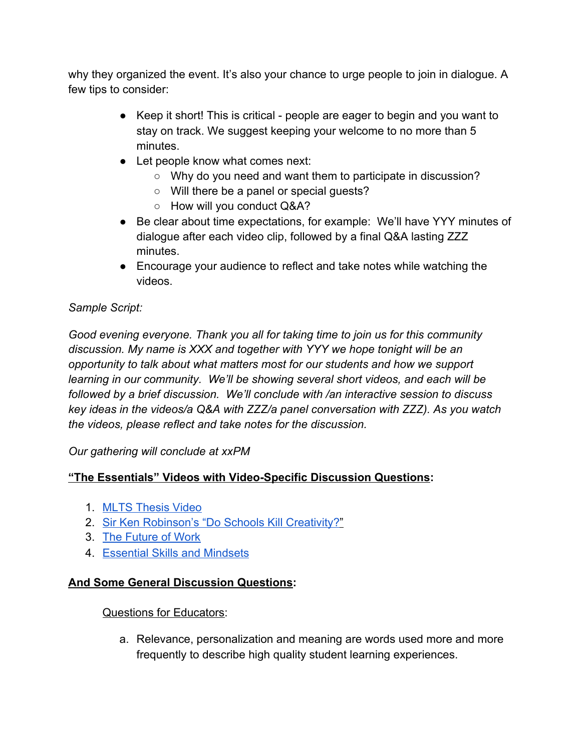why they organized the event. It's also your chance to urge people to join in dialogue. A few tips to consider:

- Keep it short! This is critical - people are eager to begin and you want to stay on track. We suggest keeping your welcome to no more than 5 minutes.
- Let people know what comes next:
  - Why do you need and want them to participate in discussion?
  - Will there be a panel or special guests?
  - How will you conduct Q&A?
- Be clear about time expectations, for example: We'll have YYY minutes of dialogue after each video clip, followed by a final Q&A lasting ZZZ minutes.
- Encourage your audience to reflect and take notes while watching the videos.

*Sample Script:*

*Good evening everyone. Thank you all for taking time to join us for this community discussion. My name is XXX and together with YYY we hope tonight will be an opportunity to talk about what matters most for our students and how we support learning in our community. We'll be showing several short videos, and each will be followed by a brief discussion. We'll conclude with /an interactive session to discuss key ideas in the videos/a Q&A with ZZZ/a panel conversation with ZZZ). As you watch the videos, please reflect and take notes for the discussion.*

*Our gathering will conclude at xxPM*

**<u>"The Essentials" Videos with Video-Specific Discussion Questions</u>:**

1. MLTS Thesis Video
2. Sir Ken Robinson's "Do Schools Kill Creativity?"
3. The Future of Work
4. Essential Skills and Mindsets

**<u>And Some General Discussion Questions</u>:**

<u>Questions for Educators</u>:

a. Relevance, personalization and meaning are words used more and more frequently to describe high quality student learning experiences.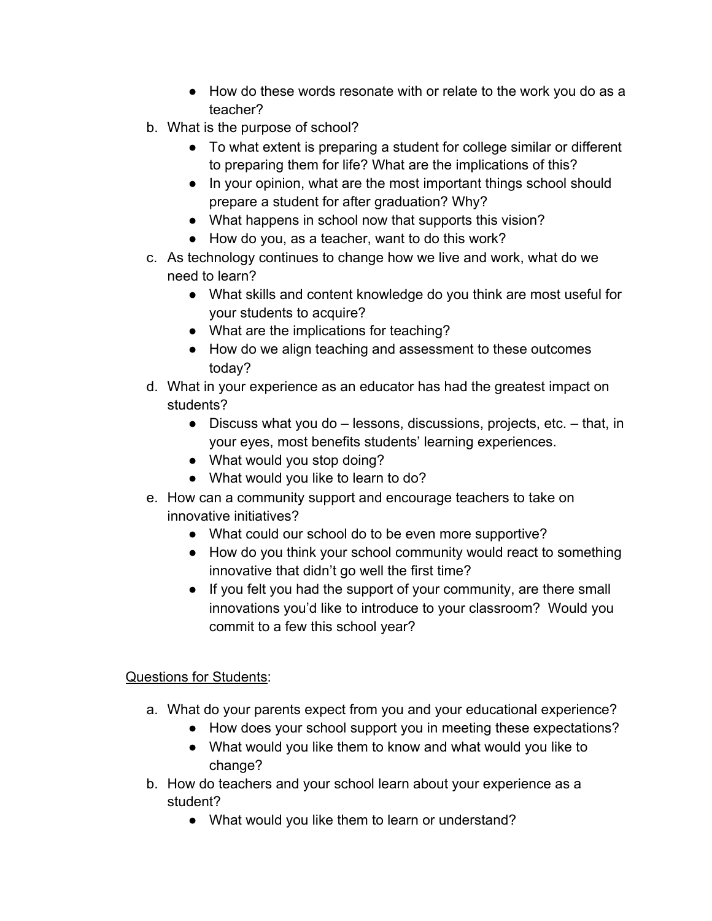- How do these words resonate with or relate to the work you do as a teacher?

b. What is the purpose of school?
    - To what extent is preparing a student for college similar or different to preparing them for life? What are the implications of this?
    - In your opinion, what are the most important things school should prepare a student for after graduation? Why?
    - What happens in school now that supports this vision?
    - How do you, as a teacher, want to do this work?

c. As technology continues to change how we live and work, what do we need to learn?
    - What skills and content knowledge do you think are most useful for your students to acquire?
    - What are the implications for teaching?
    - How do we align teaching and assessment to these outcomes today?

d. What in your experience as an educator has had the greatest impact on students?
    - Discuss what you do – lessons, discussions, projects, etc. – that, in your eyes, most benefits students' learning experiences.
    - What would you stop doing?
    - What would you like to learn to do?

e. How can a community support and encourage teachers to take on innovative initiatives?
    - What could our school do to be even more supportive?
    - How do you think your school community would react to something innovative that didn't go well the first time?
    - If you felt you had the support of your community, are there small innovations you'd like to introduce to your classroom? Would you commit to a few this school year?

<u>Questions for Students</u>:

a. What do your parents expect from you and your educational experience?
    - How does your school support you in meeting these expectations?
    - What would you like them to know and what would you like to change?

b. How do teachers and your school learn about your experience as a student?
    - What would you like them to learn or understand?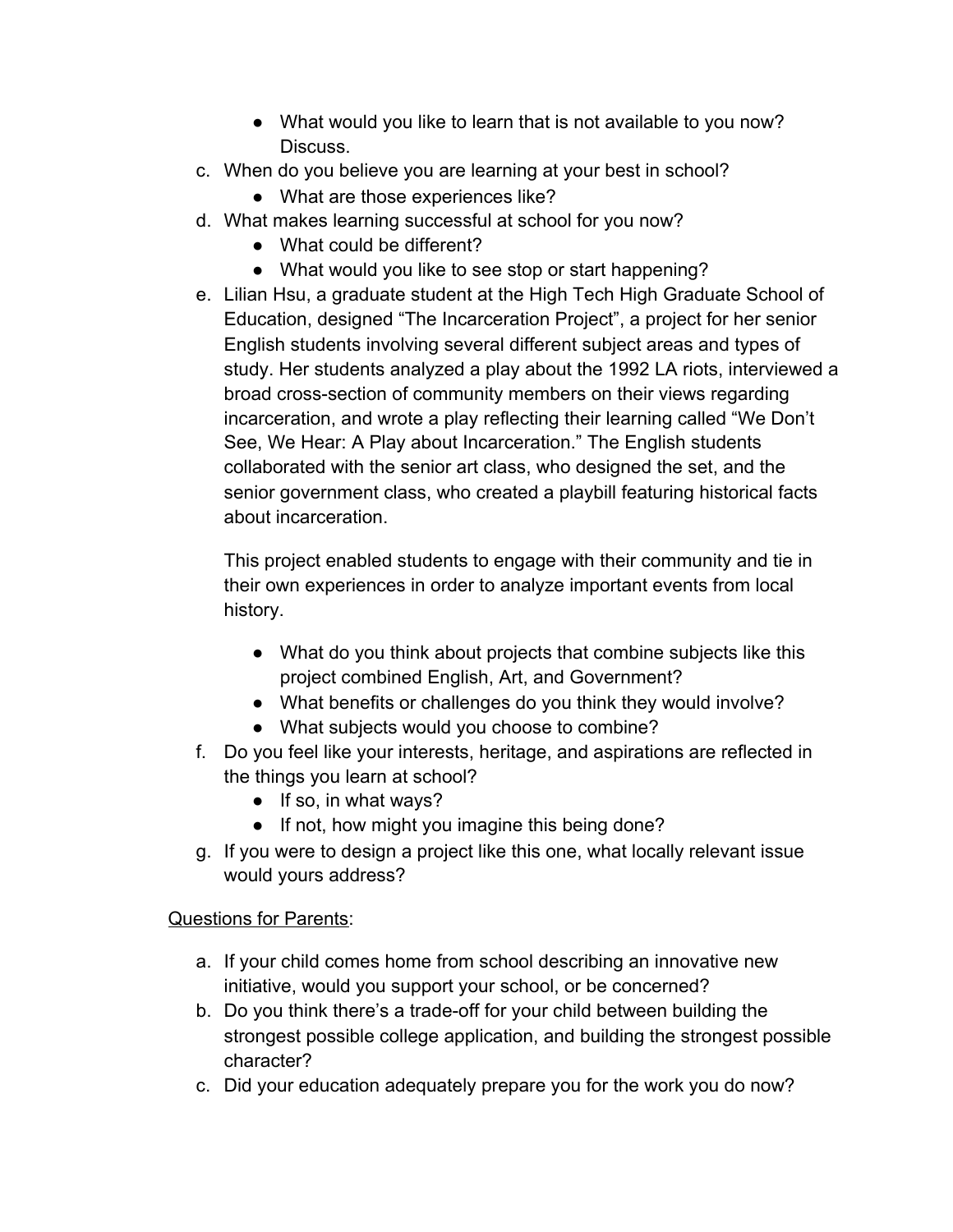- What would you like to learn that is not available to you now? Discuss.

c. When do you believe you are learning at your best in school?
   - What are those experiences like?

d. What makes learning successful at school for you now?
   - What could be different?
   - What would you like to see stop or start happening?

e. Lilian Hsu, a graduate student at the High Tech High Graduate School of Education, designed "The Incarceration Project", a project for her senior English students involving several different subject areas and types of study. Her students analyzed a play about the 1992 LA riots, interviewed a broad cross-section of community members on their views regarding incarceration, and wrote a play reflecting their learning called "We Don't See, We Hear: A Play about Incarceration." The English students collaborated with the senior art class, who designed the set, and the senior government class, who created a playbill featuring historical facts about incarceration.

   This project enabled students to engage with their community and tie in their own experiences in order to analyze important events from local history.

   - What do you think about projects that combine subjects like this project combined English, Art, and Government?
   - What benefits or challenges do you think they would involve?
   - What subjects would you choose to combine?

f. Do you feel like your interests, heritage, and aspirations are reflected in the things you learn at school?
   - If so, in what ways?
   - If not, how might you imagine this being done?

g. If you were to design a project like this one, what locally relevant issue would yours address?

<u>Questions for Parents</u>:

a. If your child comes home from school describing an innovative new initiative, would you support your school, or be concerned?

b. Do you think there's a trade-off for your child between building the strongest possible college application, and building the strongest possible character?

c. Did your education adequately prepare you for the work you do now?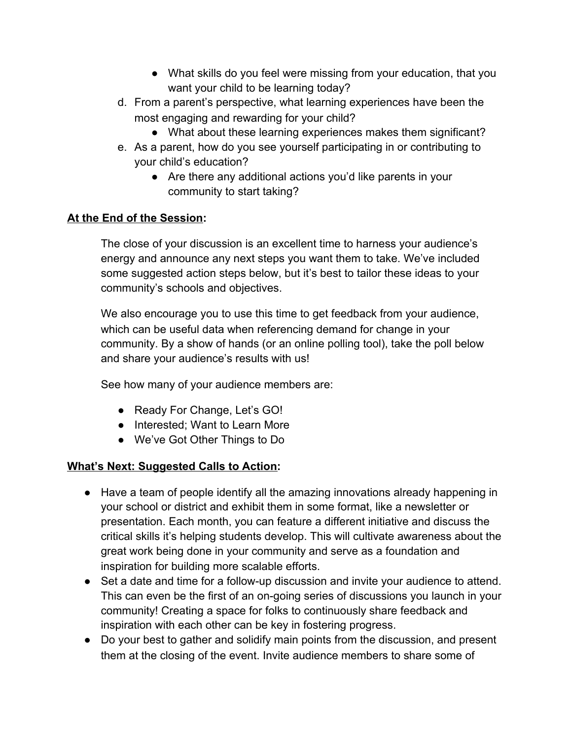- What skills do you feel were missing from your education, that you want your child to be learning today?

d. From a parent's perspective, what learning experiences have been the most engaging and rewarding for your child?
    - What about these learning experiences makes them significant?

e. As a parent, how do you see yourself participating in or contributing to your child's education?
    - Are there any additional actions you'd like parents in your community to start taking?

**<u>At the End of the Session</u>:**

The close of your discussion is an excellent time to harness your audience's energy and announce any next steps you want them to take. We've included some suggested action steps below, but it's best to tailor these ideas to your community's schools and objectives.

We also encourage you to use this time to get feedback from your audience, which can be useful data when referencing demand for change in your community. By a show of hands (or an online polling tool), take the poll below and share your audience's results with us!

See how many of your audience members are:

- Ready For Change, Let's GO!
- Interested; Want to Learn More
- We've Got Other Things to Do

**<u>What's Next: Suggested Calls to Action</u>:**

- Have a team of people identify all the amazing innovations already happening in your school or district and exhibit them in some format, like a newsletter or presentation. Each month, you can feature a different initiative and discuss the critical skills it's helping students develop. This will cultivate awareness about the great work being done in your community and serve as a foundation and inspiration for building more scalable efforts.
- Set a date and time for a follow-up discussion and invite your audience to attend. This can even be the first of an on-going series of discussions you launch in your community! Creating a space for folks to continuously share feedback and inspiration with each other can be key in fostering progress.
- Do your best to gather and solidify main points from the discussion, and present them at the closing of the event. Invite audience members to share some of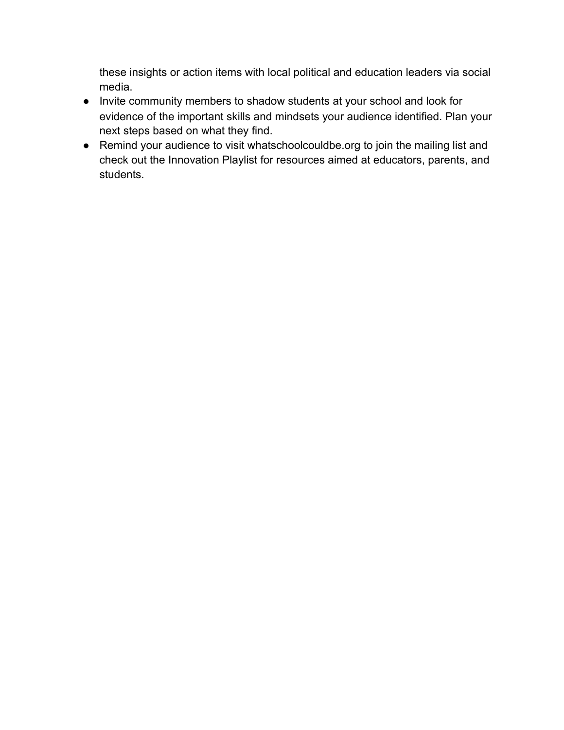these insights or action items with local political and education leaders via social media.

- Invite community members to shadow students at your school and look for evidence of the important skills and mindsets your audience identified. Plan your next steps based on what they find.
- Remind your audience to visit whatschoolcouldbe.org to join the mailing list and check out the Innovation Playlist for resources aimed at educators, parents, and students.